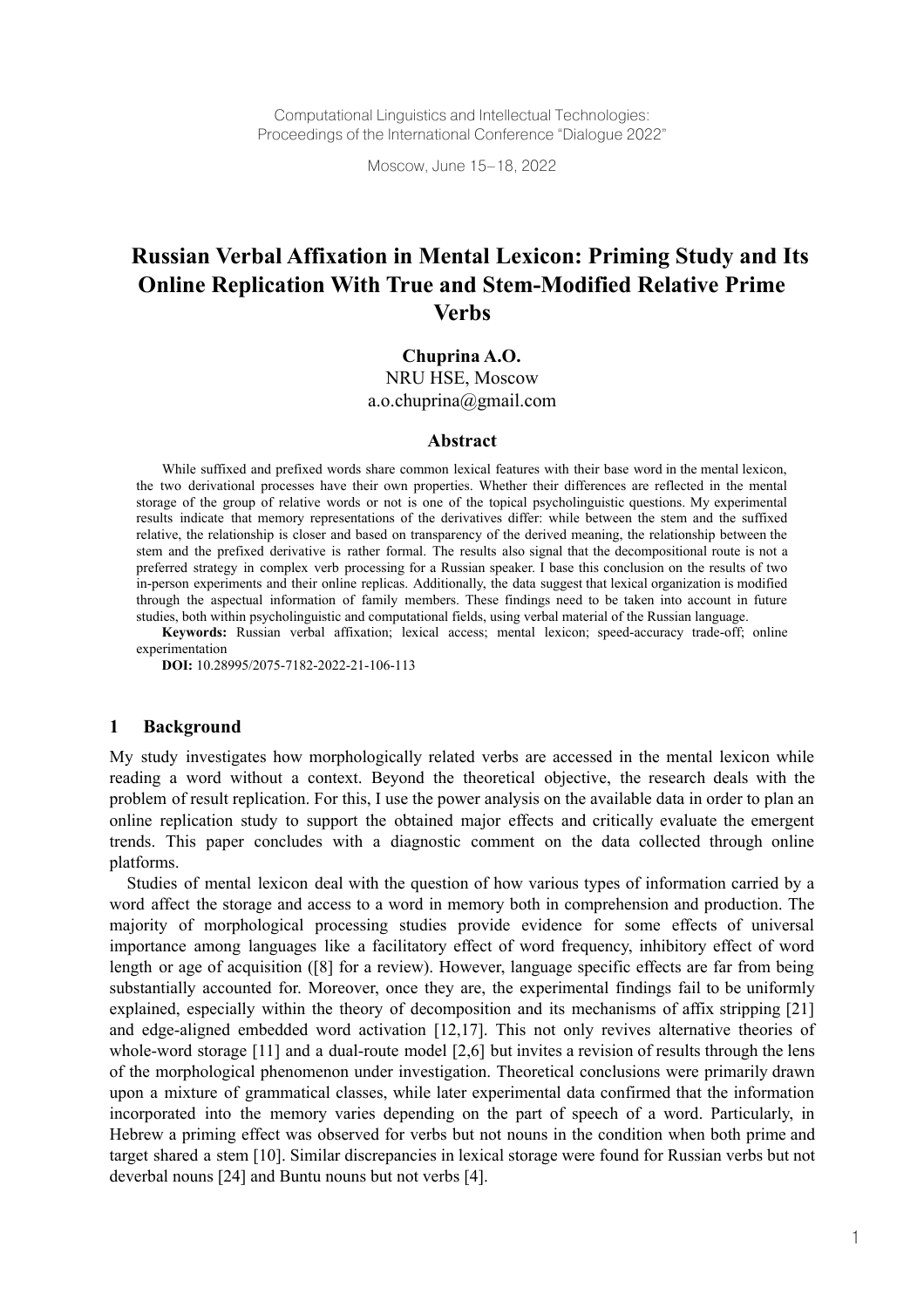Computational Linguistics and Intellectual Technologies:
Proceedings of the International Conference "Dialogue 2022"

Moscow, June 15–18, 2022

# Russian Verbal Affixation in Mental Lexicon: Priming Study and Its Online Replication With True and Stem-Modified Relative Prime Verbs

**Chuprina A.O.**
NRU HSE, Moscow
a.o.chuprina@gmail.com

## Abstract

While suffixed and prefixed words share common lexical features with their base word in the mental lexicon, the two derivational processes have their own properties. Whether their differences are reflected in the mental storage of the group of relative words or not is one of the topical psycholinguistic questions. My experimental results indicate that memory representations of the derivatives differ: while between the stem and the suffixed relative, the relationship is closer and based on transparency of the derived meaning, the relationship between the stem and the prefixed derivative is rather formal. The results also signal that the decompositional route is not a preferred strategy in complex verb processing for a Russian speaker. I base this conclusion on the results of two in-person experiments and their online replicas. Additionally, the data suggest that lexical organization is modified through the aspectual information of family members. These findings need to be taken into account in future studies, both within psycholinguistic and computational fields, using verbal material of the Russian language.

**Keywords:** Russian verbal affixation; lexical access; mental lexicon; speed-accuracy trade-off; online experimentation

**DOI:** 10.28995/2075-7182-2022-21-106-113

## 1 Background

My study investigates how morphologically related verbs are accessed in the mental lexicon while reading a word without a context. Beyond the theoretical objective, the research deals with the problem of result replication. For this, I use the power analysis on the available data in order to plan an online replication study to support the obtained major effects and critically evaluate the emergent trends. This paper concludes with a diagnostic comment on the data collected through online platforms.

Studies of mental lexicon deal with the question of how various types of information carried by a word affect the storage and access to a word in memory both in comprehension and production. The majority of morphological processing studies provide evidence for some effects of universal importance among languages like a facilitatory effect of word frequency, inhibitory effect of word length or age of acquisition ([8] for a review). However, language specific effects are far from being substantially accounted for. Moreover, once they are, the experimental findings fail to be uniformly explained, especially within the theory of decomposition and its mechanisms of affix stripping [21] and edge-aligned embedded word activation [12,17]. This not only revives alternative theories of whole-word storage [11] and a dual-route model [2,6] but invites a revision of results through the lens of the morphological phenomenon under investigation. Theoretical conclusions were primarily drawn upon a mixture of grammatical classes, while later experimental data confirmed that the information incorporated into the memory varies depending on the part of speech of a word. Particularly, in Hebrew a priming effect was observed for verbs but not nouns in the condition when both prime and target shared a stem [10]. Similar discrepancies in lexical storage were found for Russian verbs but not deverbal nouns [24] and Buntu nouns but not verbs [4].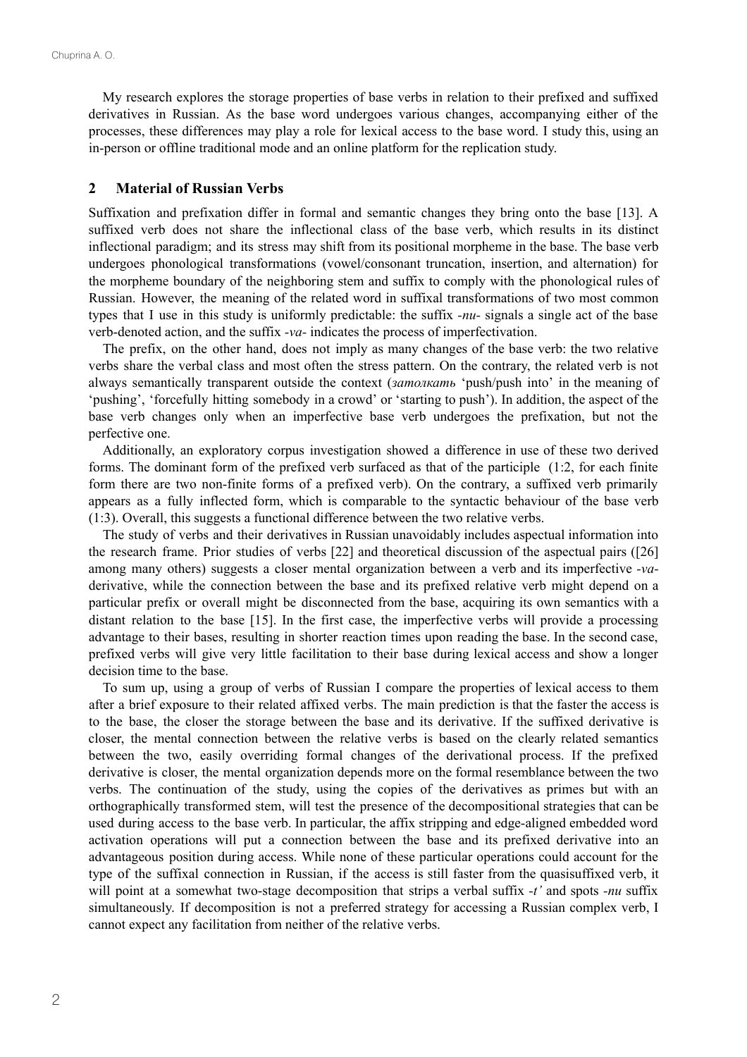My research explores the storage properties of base verbs in relation to their prefixed and suffixed derivatives in Russian. As the base word undergoes various changes, accompanying either of the processes, these differences may play a role for lexical access to the base word. I study this, using an in-person or offline traditional mode and an online platform for the replication study.

## 2 Material of Russian Verbs

Suffixation and prefixation differ in formal and semantic changes they bring onto the base [13]. A suffixed verb does not share the inflectional class of the base verb, which results in its distinct inflectional paradigm; and its stress may shift from its positional morpheme in the base. The base verb undergoes phonological transformations (vowel/consonant truncation, insertion, and alternation) for the morpheme boundary of the neighboring stem and suffix to comply with the phonological rules of Russian. However, the meaning of the related word in suffixal transformations of two most common types that I use in this study is uniformly predictable: the suffix *-nu-* signals a single act of the base verb-denoted action, and the suffix *-va-* indicates the process of imperfectivation.

The prefix, on the other hand, does not imply as many changes of the base verb: the two relative verbs share the verbal class and most often the stress pattern. On the contrary, the related verb is not always semantically transparent outside the context (*затолкать* 'push/push into' in the meaning of 'pushing', 'forcefully hitting somebody in a crowd' or 'starting to push'). In addition, the aspect of the base verb changes only when an imperfective base verb undergoes the prefixation, but not the perfective one.

Additionally, an exploratory corpus investigation showed a difference in use of these two derived forms. The dominant form of the prefixed verb surfaced as that of the participle (1:2, for each finite form there are two non-finite forms of a prefixed verb). On the contrary, a suffixed verb primarily appears as a fully inflected form, which is comparable to the syntactic behaviour of the base verb (1:3). Overall, this suggests a functional difference between the two relative verbs.

The study of verbs and their derivatives in Russian unavoidably includes aspectual information into the research frame. Prior studies of verbs [22] and theoretical discussion of the aspectual pairs ([26] among many others) suggests a closer mental organization between a verb and its imperfective *-va-* derivative, while the connection between the base and its prefixed relative verb might depend on a particular prefix or overall might be disconnected from the base, acquiring its own semantics with a distant relation to the base [15]. In the first case, the imperfective verbs will provide a processing advantage to their bases, resulting in shorter reaction times upon reading the base. In the second case, prefixed verbs will give very little facilitation to their base during lexical access and show a longer decision time to the base.

To sum up, using a group of verbs of Russian I compare the properties of lexical access to them after a brief exposure to their related affixed verbs. The main prediction is that the faster the access is to the base, the closer the storage between the base and its derivative. If the suffixed derivative is closer, the mental connection between the relative verbs is based on the clearly related semantics between the two, easily overriding formal changes of the derivational process. If the prefixed derivative is closer, the mental organization depends more on the formal resemblance between the two verbs. The continuation of the study, using the copies of the derivatives as primes but with an orthographically transformed stem, will test the presence of the decompositional strategies that can be used during access to the base verb. In particular, the affix stripping and edge-aligned embedded word activation operations will put a connection between the base and its prefixed derivative into an advantageous position during access. While none of these particular operations could account for the type of the suffixal connection in Russian, if the access is still faster from the quasisuffixed verb, it will point at a somewhat two-stage decomposition that strips a verbal suffix *-t'* and spots *-nu* suffix simultaneously. If decomposition is not a preferred strategy for accessing a Russian complex verb, I cannot expect any facilitation from neither of the relative verbs.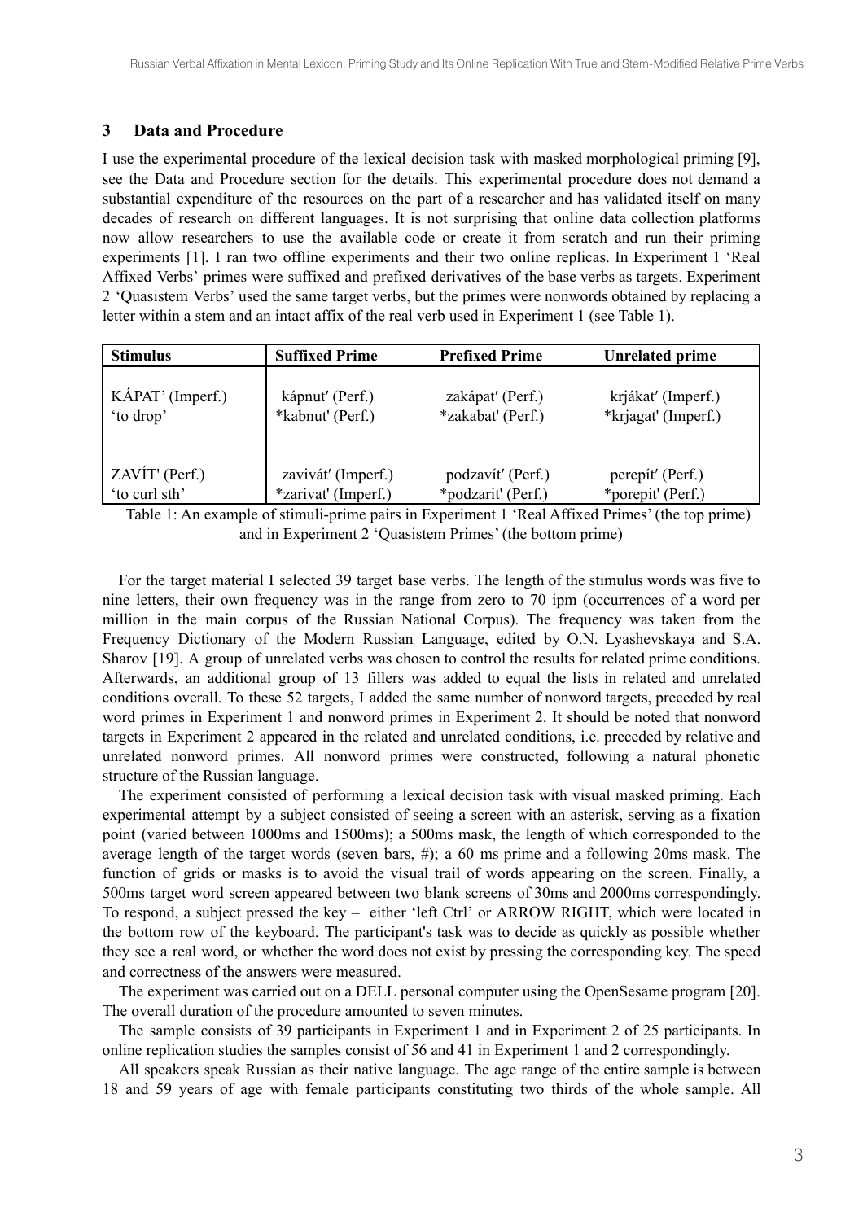## 3 Data and Procedure

I use the experimental procedure of the lexical decision task with masked morphological priming [9], see the Data and Procedure section for the details. This experimental procedure does not demand a substantial expenditure of the resources on the part of a researcher and has validated itself on many decades of research on different languages. It is not surprising that online data collection platforms now allow researchers to use the available code or create it from scratch and run their priming experiments [1]. I ran two offline experiments and their two online replicas. In Experiment 1 'Real Affixed Verbs' primes were suffixed and prefixed derivatives of the base verbs as targets. Experiment 2 'Quasistem Verbs' used the same target verbs, but the primes were nonwords obtained by replacing a letter within a stem and an intact affix of the real verb used in Experiment 1 (see Table 1).

| Stimulus | Suffixed Prime | Prefixed Prime | Unrelated prime |
|---|---|---|---|
| KÁPAT' (Imperf.)<br>'to drop' | kápnut′ (Perf.)<br>*kabnut' (Perf.) | zakápat′ (Perf.)<br>*zakabat' (Perf.) | krjákat′ (Imperf.)<br>*krjagat' (Imperf.) |
| ZAVÍT' (Perf.)<br>'to curl sth' | zavivát′ (Imperf.)<br>*zarivat' (Imperf.) | podzavít′ (Perf.)<br>*podzarit' (Perf.) | perepít′ (Perf.)<br>*porepit' (Perf.) |

Table 1: An example of stimuli-prime pairs in Experiment 1 'Real Affixed Primes' (the top prime) and in Experiment 2 'Quasistem Primes' (the bottom prime)

For the target material I selected 39 target base verbs. The length of the stimulus words was five to nine letters, their own frequency was in the range from zero to 70 ipm (occurrences of a word per million in the main corpus of the Russian National Corpus). The frequency was taken from the Frequency Dictionary of the Modern Russian Language, edited by O.N. Lyashevskaya and S.A. Sharov [19]. A group of unrelated verbs was chosen to control the results for related prime conditions. Afterwards, an additional group of 13 fillers was added to equal the lists in related and unrelated conditions overall. To these 52 targets, I added the same number of nonword targets, preceded by real word primes in Experiment 1 and nonword primes in Experiment 2. It should be noted that nonword targets in Experiment 2 appeared in the related and unrelated conditions, i.e. preceded by relative and unrelated nonword primes. All nonword primes were constructed, following a natural phonetic structure of the Russian language.

The experiment consisted of performing a lexical decision task with visual masked priming. Each experimental attempt by a subject consisted of seeing a screen with an asterisk, serving as a fixation point (varied between 1000ms and 1500ms); a 500ms mask, the length of which corresponded to the average length of the target words (seven bars, #); a 60 ms prime and a following 20ms mask. The function of grids or masks is to avoid the visual trail of words appearing on the screen. Finally, a 500ms target word screen appeared between two blank screens of 30ms and 2000ms correspondingly. To respond, a subject pressed the key – either 'left Ctrl' or ARROW RIGHT, which were located in the bottom row of the keyboard. The participant's task was to decide as quickly as possible whether they see a real word, or whether the word does not exist by pressing the corresponding key. The speed and correctness of the answers were measured.

The experiment was carried out on a DELL personal computer using the OpenSesame program [20]. The overall duration of the procedure amounted to seven minutes.

The sample consists of 39 participants in Experiment 1 and in Experiment 2 of 25 participants. In online replication studies the samples consist of 56 and 41 in Experiment 1 and 2 correspondingly.

All speakers speak Russian as their native language. The age range of the entire sample is between 18 and 59 years of age with female participants constituting two thirds of the whole sample. All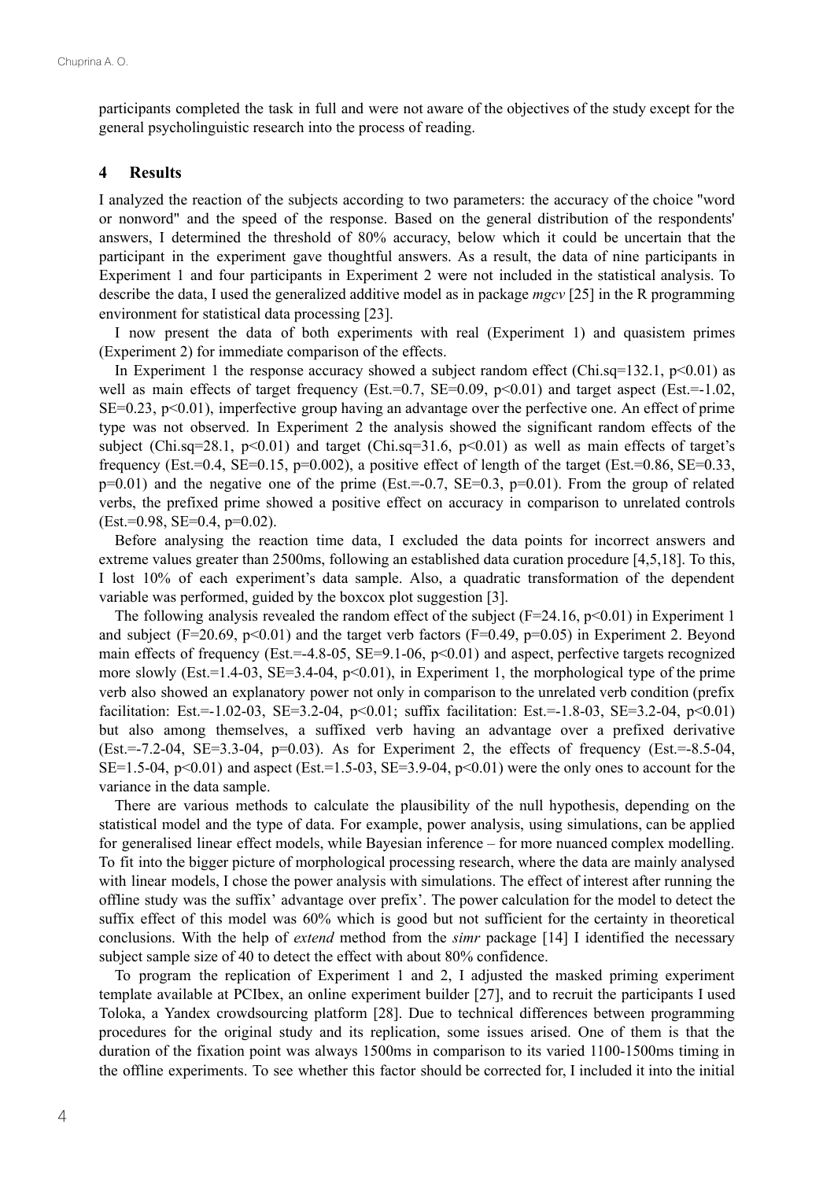participants completed the task in full and were not aware of the objectives of the study except for the general psycholinguistic research into the process of reading.

## 4 Results

I analyzed the reaction of the subjects according to two parameters: the accuracy of the choice "word or nonword" and the speed of the response. Based on the general distribution of the respondents' answers, I determined the threshold of 80% accuracy, below which it could be uncertain that the participant in the experiment gave thoughtful answers. As a result, the data of nine participants in Experiment 1 and four participants in Experiment 2 were not included in the statistical analysis. To describe the data, I used the generalized additive model as in package *mgcv* [25] in the R programming environment for statistical data processing [23].

I now present the data of both experiments with real (Experiment 1) and quasistem primes (Experiment 2) for immediate comparison of the effects.

In Experiment 1 the response accuracy showed a subject random effect (Chi.sq=132.1, $p<0.01$) as well as main effects of target frequency (Est.=0.7, SE=0.09, $p<0.01$) and target aspect (Est.=-1.02, SE=0.23, $p<0.01$), imperfective group having an advantage over the perfective one. An effect of prime type was not observed. In Experiment 2 the analysis showed the significant random effects of the subject (Chi.sq=28.1, $p<0.01$) and target (Chi.sq=31.6, $p<0.01$) as well as main effects of target's frequency (Est.=0.4, SE=0.15, $p=0.002$), a positive effect of length of the target (Est.=0.86, SE=0.33, $p=0.01$) and the negative one of the prime (Est.=-0.7, SE=0.3, $p=0.01$). From the group of related verbs, the prefixed prime showed a positive effect on accuracy in comparison to unrelated controls (Est.=0.98, SE=0.4, $p=0.02$).

Before analysing the reaction time data, I excluded the data points for incorrect answers and extreme values greater than 2500ms, following an established data curation procedure [4,5,18]. To this, I lost 10% of each experiment's data sample. Also, a quadratic transformation of the dependent variable was performed, guided by the boxcox plot suggestion [3].

The following analysis revealed the random effect of the subject (F=24.16, $p<0.01$) in Experiment 1 and subject (F=20.69, $p<0.01$) and the target verb factors (F=0.49, $p=0.05$) in Experiment 2. Beyond main effects of frequency (Est.=-4.8-05, SE=9.1-06, $p<0.01$) and aspect, perfective targets recognized more slowly (Est.=1.4-03, SE=3.4-04, $p<0.01$), in Experiment 1, the morphological type of the prime verb also showed an explanatory power not only in comparison to the unrelated verb condition (prefix facilitation: Est.=-1.02-03, SE=3.2-04, $p<0.01$; suffix facilitation: Est.=-1.8-03, SE=3.2-04, $p<0.01$) but also among themselves, a suffixed verb having an advantage over a prefixed derivative (Est.=-7.2-04, SE=3.3-04, $p=0.03$). As for Experiment 2, the effects of frequency (Est.=-8.5-04, SE=1.5-04, $p<0.01$) and aspect (Est.=1.5-03, SE=3.9-04, $p<0.01$) were the only ones to account for the variance in the data sample.

There are various methods to calculate the plausibility of the null hypothesis, depending on the statistical model and the type of data. For example, power analysis, using simulations, can be applied for generalised linear effect models, while Bayesian inference – for more nuanced complex modelling. To fit into the bigger picture of morphological processing research, where the data are mainly analysed with linear models, I chose the power analysis with simulations. The effect of interest after running the offline study was the suffix' advantage over prefix'. The power calculation for the model to detect the suffix effect of this model was 60% which is good but not sufficient for the certainty in theoretical conclusions. With the help of *extend* method from the *simr* package [14] I identified the necessary subject sample size of 40 to detect the effect with about 80% confidence.

To program the replication of Experiment 1 and 2, I adjusted the masked priming experiment template available at PCIbex, an online experiment builder [27], and to recruit the participants I used Toloka, a Yandex crowdsourcing platform [28]. Due to technical differences between programming procedures for the original study and its replication, some issues arised. One of them is that the duration of the fixation point was always 1500ms in comparison to its varied 1100-1500ms timing in the offline experiments. To see whether this factor should be corrected for, I included it into the initial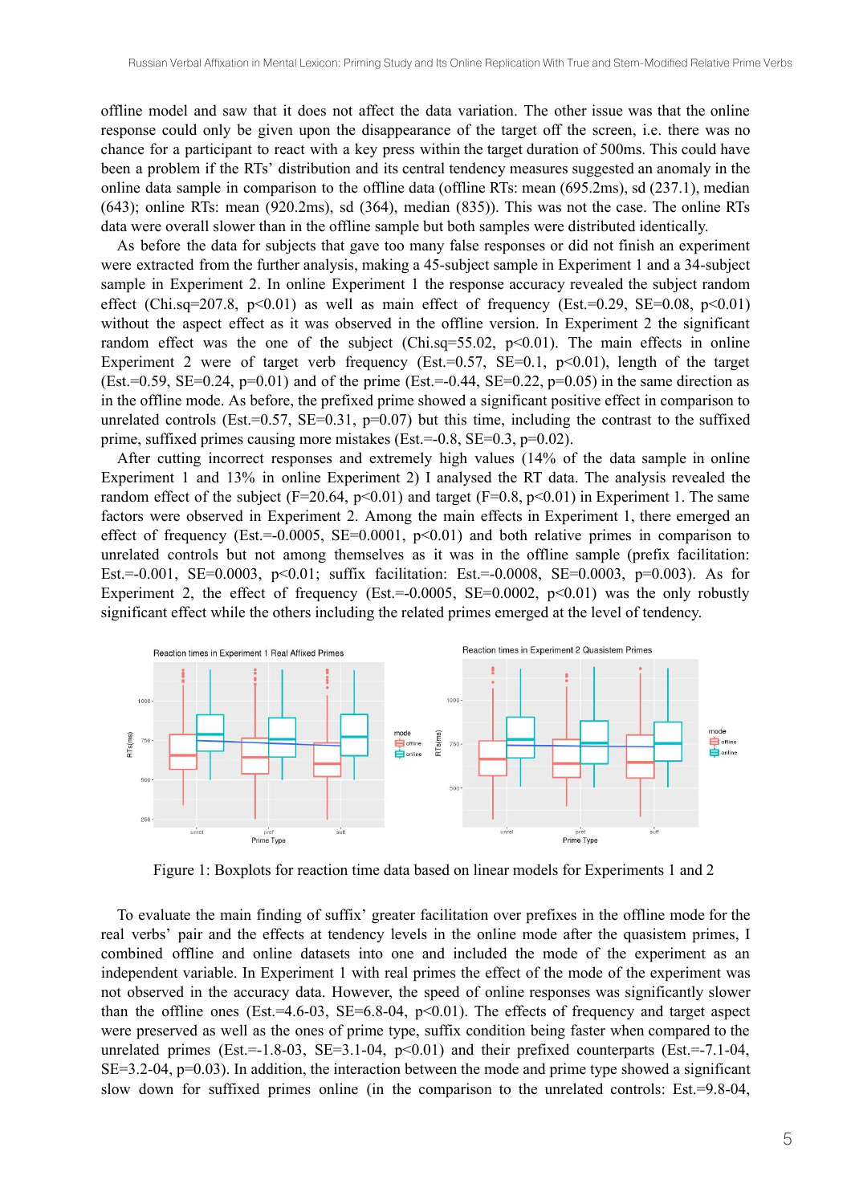offline model and saw that it does not affect the data variation. The other issue was that the online response could only be given upon the disappearance of the target off the screen, i.e. there was no chance for a participant to react with a key press within the target duration of 500ms. This could have been a problem if the RTs' distribution and its central tendency measures suggested an anomaly in the online data sample in comparison to the offline data (offline RTs: mean (695.2ms), sd (237.1), median (643); online RTs: mean (920.2ms), sd (364), median (835)). This was not the case. The online RTs data were overall slower than in the offline sample but both samples were distributed identically.

As before the data for subjects that gave too many false responses or did not finish an experiment were extracted from the further analysis, making a 45-subject sample in Experiment 1 and a 34-subject sample in Experiment 2. In online Experiment 1 the response accuracy revealed the subject random effect (Chi.sq=207.8, $p<0.01$) as well as main effect of frequency (Est.=0.29, SE=0.08, $p<0.01$) without the aspect effect as it was observed in the offline version. In Experiment 2 the significant random effect was the one of the subject (Chi.sq=55.02, $p<0.01$). The main effects in online Experiment 2 were of target verb frequency (Est.=0.57, SE=0.1, $p<0.01$), length of the target (Est.=0.59, SE=0.24, $p=0.01$) and of the prime (Est.=-0.44, SE=0.22, $p=0.05$) in the same direction as in the offline mode. As before, the prefixed prime showed a significant positive effect in comparison to unrelated controls (Est.=0.57, SE=0.31, $p=0.07$) but this time, including the contrast to the suffixed prime, suffixed primes causing more mistakes (Est.=-0.8, SE=0.3, $p=0.02$).

After cutting incorrect responses and extremely high values (14% of the data sample in online Experiment 1 and 13% in online Experiment 2) I analysed the RT data. The analysis revealed the random effect of the subject (F=20.64, $p<0.01$) and target (F=0.8, $p<0.01$) in Experiment 1. The same factors were observed in Experiment 2. Among the main effects in Experiment 1, there emerged an effect of frequency (Est.=-0.0005, SE=0.0001, $p<0.01$) and both relative primes in comparison to unrelated controls but not among themselves as it was in the offline sample (prefix facilitation: Est.=-0.001, SE=0.0003, $p<0.01$; suffix facilitation: Est.=-0.0008, SE=0.0003, $p=0.003$). As for Experiment 2, the effect of frequency (Est.=-0.0005, SE=0.0002, $p<0.01$) was the only robustly significant effect while the others including the related primes emerged at the level of tendency.

Reaction times in Experiment 1 Real Affixed Primes

RTs(ms)

1000
750
500
250

unrel
pref
suff

Prime Type

mode
offline
online

Reaction times in Experiment 2 Quasistem Primes

RTs(ms)

1000
750
500

unrel
pref
suff

Prime Type

mode
offline
online

Figure 1: Boxplots for reaction time data based on linear models for Experiments 1 and 2

To evaluate the main finding of suffix' greater facilitation over prefixes in the offline mode for the real verbs' pair and the effects at tendency levels in the online mode after the quasistem primes, I combined offline and online datasets into one and included the mode of the experiment as an independent variable. In Experiment 1 with real primes the effect of the mode of the experiment was not observed in the accuracy data. However, the speed of online responses was significantly slower than the offline ones (Est.=4.6-03, SE=6.8-04, $p<0.01$). The effects of frequency and target aspect were preserved as well as the ones of prime type, suffix condition being faster when compared to the unrelated primes (Est.=-1.8-03, SE=3.1-04, $p<0.01$) and their prefixed counterparts (Est.=-7.1-04, SE=3.2-04, $p=0.03$). In addition, the interaction between the mode and prime type showed a significant slow down for suffixed primes online (in the comparison to the unrelated controls: Est.=9.8-04,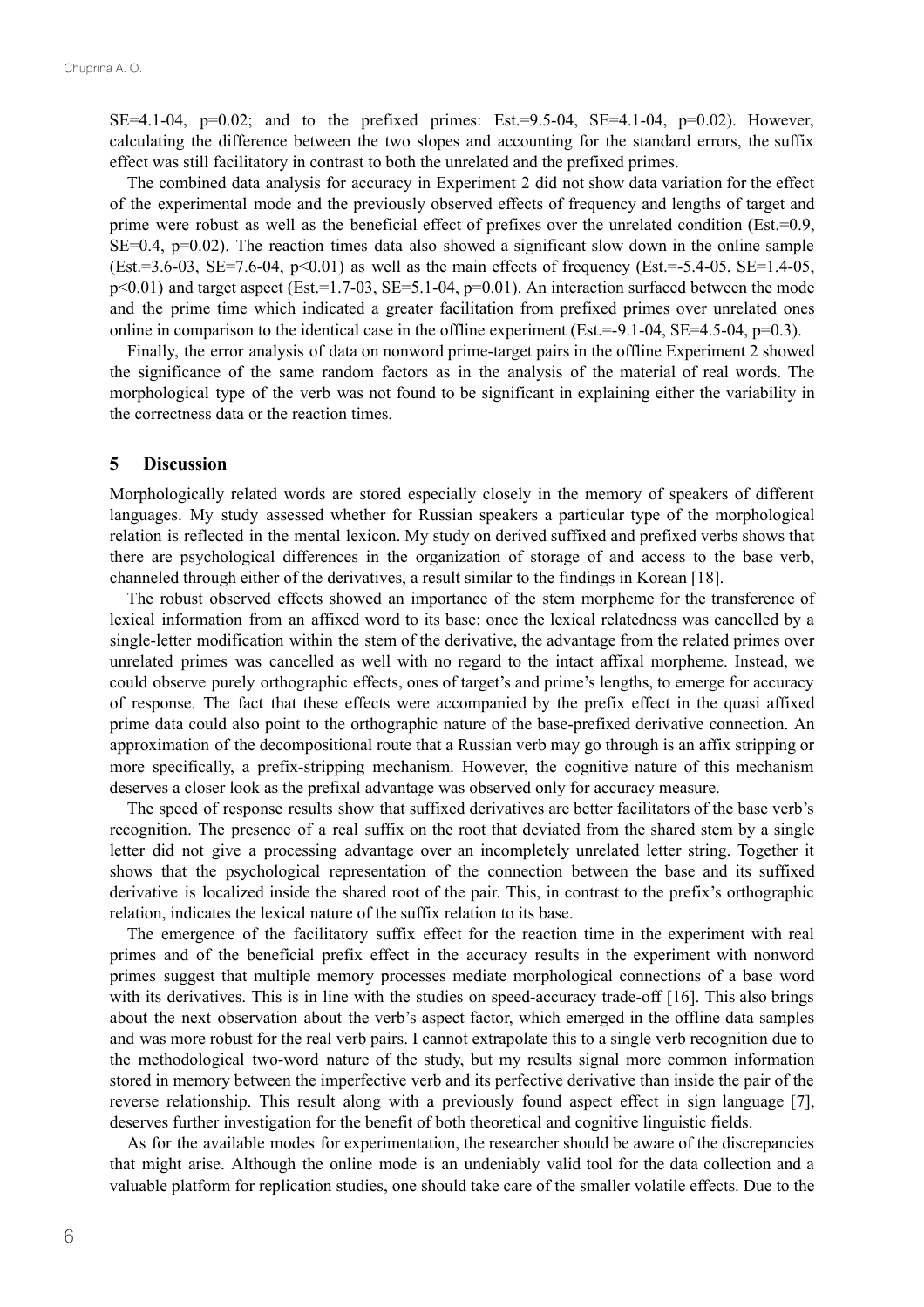SE=4.1-04, p=0.02; and to the prefixed primes: Est.=9.5-04, SE=4.1-04, p=0.02). However, calculating the difference between the two slopes and accounting for the standard errors, the suffix effect was still facilitatory in contrast to both the unrelated and the prefixed primes.

The combined data analysis for accuracy in Experiment 2 did not show data variation for the effect of the experimental mode and the previously observed effects of frequency and lengths of target and prime were robust as well as the beneficial effect of prefixes over the unrelated condition (Est.=0.9, SE=0.4, p=0.02). The reaction times data also showed a significant slow down in the online sample (Est.=3.6-03, SE=7.6-04, p<0.01) as well as the main effects of frequency (Est.=-5.4-05, SE=1.4-05, p<0.01) and target aspect (Est.=1.7-03, SE=5.1-04, p=0.01). An interaction surfaced between the mode and the prime time which indicated a greater facilitation from prefixed primes over unrelated ones online in comparison to the identical case in the offline experiment (Est.=-9.1-04, SE=4.5-04, p=0.3).

Finally, the error analysis of data on nonword prime-target pairs in the offline Experiment 2 showed the significance of the same random factors as in the analysis of the material of real words. The morphological type of the verb was not found to be significant in explaining either the variability in the correctness data or the reaction times.

## 5 Discussion

Morphologically related words are stored especially closely in the memory of speakers of different languages. My study assessed whether for Russian speakers a particular type of the morphological relation is reflected in the mental lexicon. My study on derived suffixed and prefixed verbs shows that there are psychological differences in the organization of storage of and access to the base verb, channeled through either of the derivatives, a result similar to the findings in Korean [18].

The robust observed effects showed an importance of the stem morpheme for the transference of lexical information from an affixed word to its base: once the lexical relatedness was cancelled by a single-letter modification within the stem of the derivative, the advantage from the related primes over unrelated primes was cancelled as well with no regard to the intact affixal morpheme. Instead, we could observe purely orthographic effects, ones of target's and prime's lengths, to emerge for accuracy of response. The fact that these effects were accompanied by the prefix effect in the quasi affixed prime data could also point to the orthographic nature of the base-prefixed derivative connection. An approximation of the decompositional route that a Russian verb may go through is an affix stripping or more specifically, a prefix-stripping mechanism. However, the cognitive nature of this mechanism deserves a closer look as the prefixal advantage was observed only for accuracy measure.

The speed of response results show that suffixed derivatives are better facilitators of the base verb's recognition. The presence of a real suffix on the root that deviated from the shared stem by a single letter did not give a processing advantage over an incompletely unrelated letter string. Together it shows that the psychological representation of the connection between the base and its suffixed derivative is localized inside the shared root of the pair. This, in contrast to the prefix's orthographic relation, indicates the lexical nature of the suffix relation to its base.

The emergence of the facilitatory suffix effect for the reaction time in the experiment with real primes and of the beneficial prefix effect in the accuracy results in the experiment with nonword primes suggest that multiple memory processes mediate morphological connections of a base word with its derivatives. This is in line with the studies on speed-accuracy trade-off [16]. This also brings about the next observation about the verb's aspect factor, which emerged in the offline data samples and was more robust for the real verb pairs. I cannot extrapolate this to a single verb recognition due to the methodological two-word nature of the study, but my results signal more common information stored in memory between the imperfective verb and its perfective derivative than inside the pair of the reverse relationship. This result along with a previously found aspect effect in sign language [7], deserves further investigation for the benefit of both theoretical and cognitive linguistic fields.

As for the available modes for experimentation, the researcher should be aware of the discrepancies that might arise. Although the online mode is an undeniably valid tool for the data collection and a valuable platform for replication studies, one should take care of the smaller volatile effects. Due to the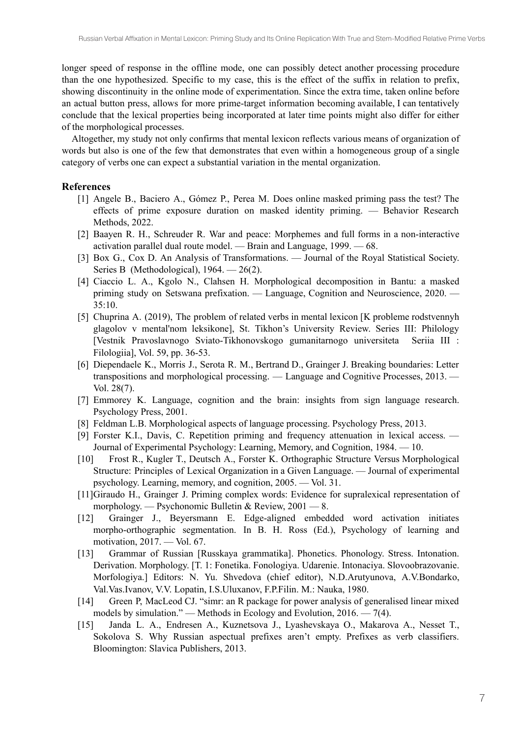longer speed of response in the offline mode, one can possibly detect another processing procedure than the one hypothesized. Specific to my case, this is the effect of the suffix in relation to prefix, showing discontinuity in the online mode of experimentation. Since the extra time, taken online before an actual button press, allows for more prime-target information becoming available, I can tentatively conclude that the lexical properties being incorporated at later time points might also differ for either of the morphological processes.

Altogether, my study not only confirms that mental lexicon reflects various means of organization of words but also is one of the few that demonstrates that even within a homogeneous group of a single category of verbs one can expect a substantial variation in the mental organization.

## References

[1] Angele B., Baciero A., Gómez P., Perea M. Does online masked priming pass the test? The effects of prime exposure duration on masked identity priming. — Behavior Research Methods, 2022.

[2] Baayen R. H., Schreuder R. War and peace: Morphemes and full forms in a non-interactive activation parallel dual route model. — Brain and Language, 1999. — 68.

[3] Box G., Cox D. An Analysis of Transformations. — Journal of the Royal Statistical Society. Series B (Methodological), 1964. — 26(2).

[4] Ciaccio L. A., Kgolo N., Clahsen H. Morphological decomposition in Bantu: a masked priming study on Setswana prefixation. — Language, Cognition and Neuroscience, 2020. — 35:10.

[5] Chuprina A. (2019), The problem of related verbs in mental lexicon [K probleme rodstvennyh glagolov v mental'nom leksikone], St. Tikhon's University Review. Series III: Philology [Vestnik Pravoslavnogo Sviato-Tikhonovskogo gumanitarnogo universiteta Seriia III : Filologiia], Vol. 59, pp. 36-53.

[6] Diependaele K., Morris J., Serota R. M., Bertrand D., Grainger J. Breaking boundaries: Letter transpositions and morphological processing. — Language and Cognitive Processes, 2013. — Vol. 28(7).

[7] Emmorey K. Language, cognition and the brain: insights from sign language research. Psychology Press, 2001.

[8] Feldman L.B. Morphological aspects of language processing. Psychology Press, 2013.

[9] Forster K.I., Davis, C. Repetition priming and frequency attenuation in lexical access. — Journal of Experimental Psychology: Learning, Memory, and Cognition, 1984. — 10.

[10] Frost R., Kugler T., Deutsch A., Forster K. Orthographic Structure Versus Morphological Structure: Principles of Lexical Organization in a Given Language. — Journal of experimental psychology. Learning, memory, and cognition, 2005. — Vol. 31.

[11] Giraudo H., Grainger J. Priming complex words: Evidence for supralexical representation of morphology. — Psychonomic Bulletin & Review, 2001 — 8.

[12] Grainger J., Beyersmann E. Edge-aligned embedded word activation initiates morpho-orthographic segmentation. In B. H. Ross (Ed.), Psychology of learning and motivation, 2017. — Vol. 67.

[13] Grammar of Russian [Russkaya grammatika]. Phonetics. Phonology. Stress. Intonation. Derivation. Morphology. [T. 1: Fonetika. Fonologiya. Udarenie. Intonaciya. Slovoobrazovanie. Morfologiya.] Editors: N. Yu. Shvedova (chief editor), N.D.Arutyunova, A.V.Bondarko, Val.Vas.Ivanov, V.V. Lopatin, I.S.Uluxanov, F.P.Filin. M.: Nauka, 1980.

[14] Green P, MacLeod CJ. "simr: an R package for power analysis of generalised linear mixed models by simulation." — Methods in Ecology and Evolution, 2016. — 7(4).

[15] Janda L. A., Endresen A., Kuznetsova J., Lyashevskaya O., Makarova A., Nesset T., Sokolova S. Why Russian aspectual prefixes aren't empty. Prefixes as verb classifiers. Bloomington: Slavica Publishers, 2013.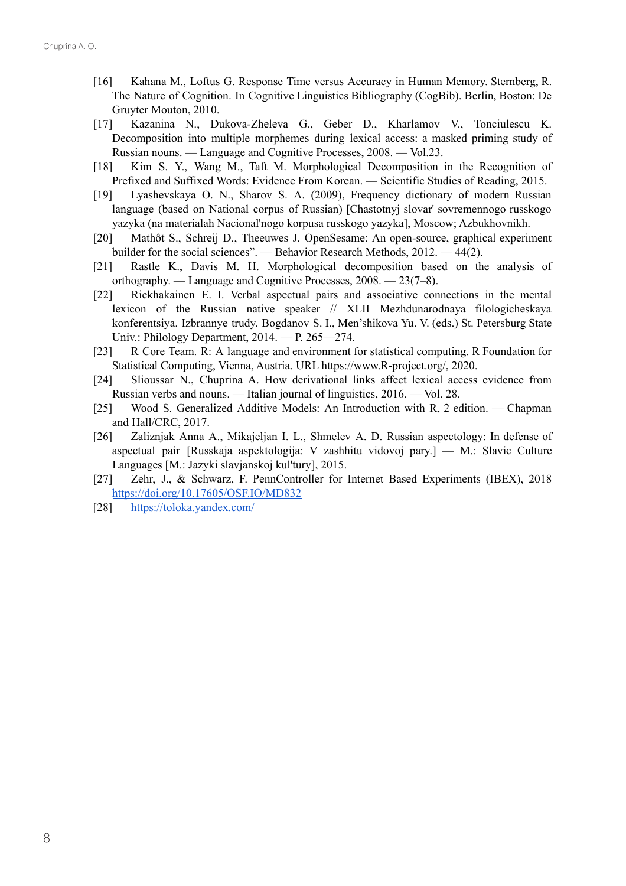[16] Kahana M., Loftus G. Response Time versus Accuracy in Human Memory. Sternberg, R. The Nature of Cognition. In Cognitive Linguistics Bibliography (CogBib). Berlin, Boston: De Gruyter Mouton, 2010.

[17] Kazanina N., Dukova-Zheleva G., Geber D., Kharlamov V., Tonciulescu K. Decomposition into multiple morphemes during lexical access: a masked priming study of Russian nouns. — Language and Cognitive Processes, 2008. — Vol.23.

[18] Kim S. Y., Wang M., Taft M. Morphological Decomposition in the Recognition of Prefixed and Suffixed Words: Evidence From Korean. — Scientific Studies of Reading, 2015.

[19] Lyashevskaya O. N., Sharov S. A. (2009), Frequency dictionary of modern Russian language (based on National corpus of Russian) [Chastotnyj slovar' sovremennogo russkogo yazyka (na materialah Nacional'nogo korpusa russkogo yazyka], Moscow; Azbukhovnikh.

[20] Mathôt S., Schreij D., Theeuwes J. OpenSesame: An open-source, graphical experiment builder for the social sciences". — Behavior Research Methods, 2012. — 44(2).

[21] Rastle K., Davis M. H. Morphological decomposition based on the analysis of orthography. — Language and Cognitive Processes, 2008. — 23(7–8).

[22] Riekhakainen E. I. Verbal aspectual pairs and associative connections in the mental lexicon of the Russian native speaker // XLII Mezhdunarodnaya filologicheskaya konferentsiya. Izbrannye trudy. Bogdanov S. I., Men'shikova Yu. V. (eds.) St. Petersburg State Univ.: Philology Department, 2014. — P. 265—274.

[23] R Core Team. R: A language and environment for statistical computing. R Foundation for Statistical Computing, Vienna, Austria. URL https://www.R-project.org/, 2020.

[24] Slioussar N., Chuprina A. How derivational links affect lexical access evidence from Russian verbs and nouns. — Italian journal of linguistics, 2016. — Vol. 28.

[25] Wood S. Generalized Additive Models: An Introduction with R, 2 edition. — Chapman and Hall/CRC, 2017.

[26] Zaliznjak Anna A., Mikajeljan I. L., Shmelev A. D. Russian aspectology: In defense of aspectual pair [Russkaja aspektologija: V zashhitu vidovoj pary.] — M.: Slavic Culture Languages [M.: Jazyki slavjanskoj kul'tury], 2015.

[27] Zehr, J., & Schwarz, F. PennController for Internet Based Experiments (IBEX), 2018 https://doi.org/10.17605/OSF.IO/MD832

[28] https://toloka.yandex.com/